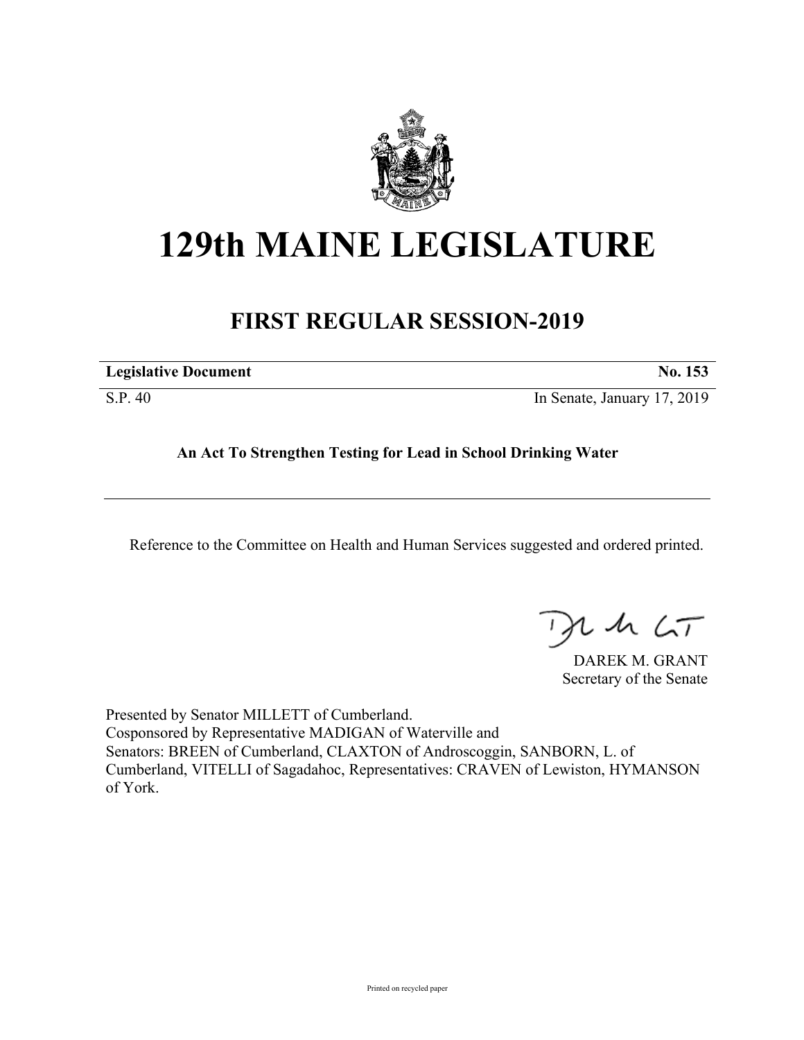# 129th MAINE LEGISLATURE

## FIRST REGULAR SESSION-2019

**Legislative Document** **No. 153**

S.P. 40 In Senate, January 17, 2019

**An Act To Strengthen Testing for Lead in School Drinking Water**

Reference to the Committee on Health and Human Services suggested and ordered printed.

DAREK M. GRANT
Secretary of the Senate

Presented by Senator MILLETT of Cumberland.
Cosponsored by Representative MADIGAN of Waterville and
Senators: BREEN of Cumberland, CLAXTON of Androscoggin, SANBORN, L. of Cumberland, VITELLI of Sagadahoc, Representatives: CRAVEN of Lewiston, HYMANSON of York.

Printed on recycled paper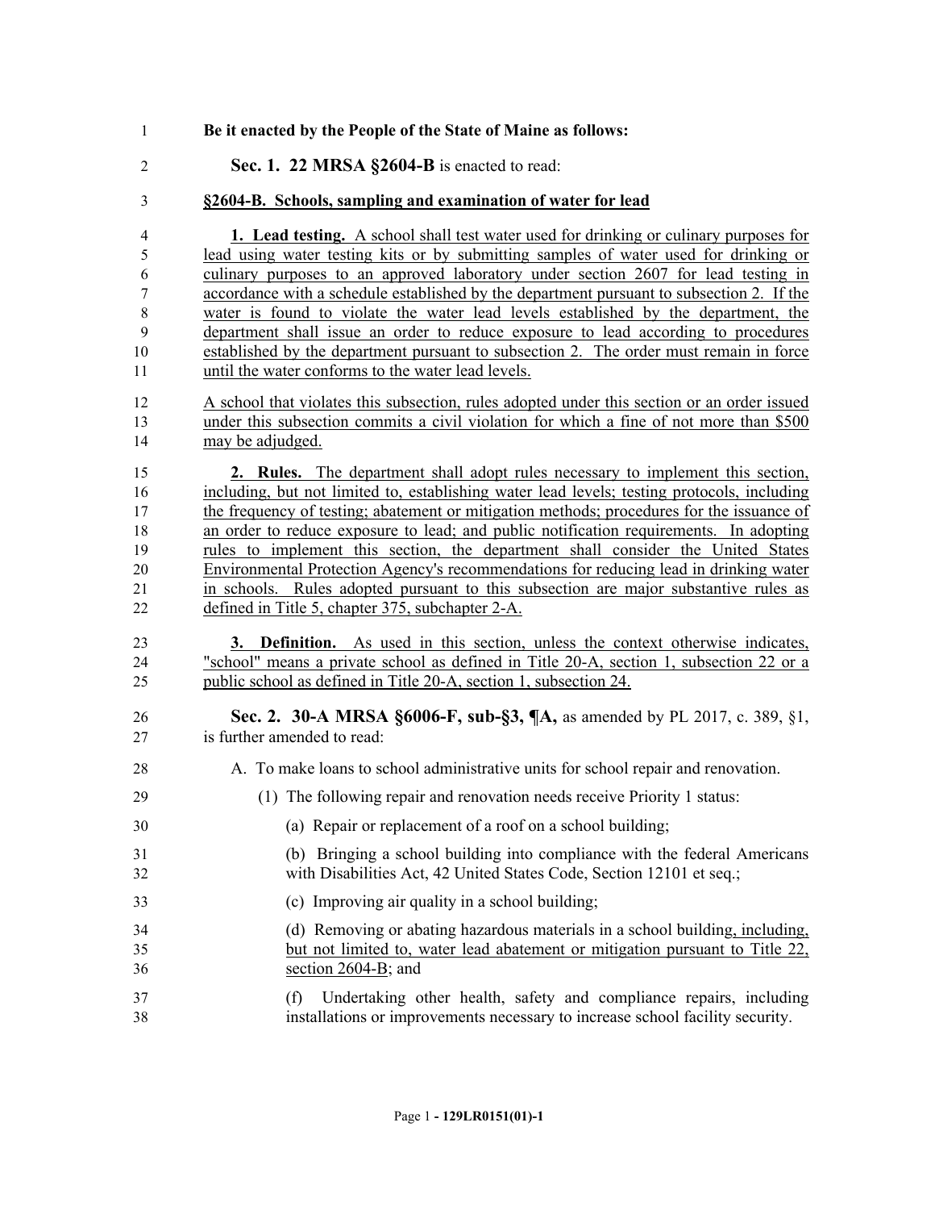**Be it enacted by the People of the State of Maine as follows:**

**Sec. 1. 22 MRSA §2604-B** is enacted to read:

**§2604-B. Schools, sampling and examination of water for lead**

**1. Lead testing.** A school shall test water used for drinking or culinary purposes for lead using water testing kits or by submitting samples of water used for drinking or culinary purposes to an approved laboratory under section 2607 for lead testing in accordance with a schedule established by the department pursuant to subsection 2. If the water is found to violate the water lead levels established by the department, the department shall issue an order to reduce exposure to lead according to procedures established by the department pursuant to subsection 2. The order must remain in force until the water conforms to the water lead levels.

A school that violates this subsection, rules adopted under this section or an order issued under this subsection commits a civil violation for which a fine of not more than $500 may be adjudged.

**2. Rules.** The department shall adopt rules necessary to implement this section, including, but not limited to, establishing water lead levels; testing protocols, including the frequency of testing; abatement or mitigation methods; procedures for the issuance of an order to reduce exposure to lead; and public notification requirements. In adopting rules to implement this section, the department shall consider the United States Environmental Protection Agency's recommendations for reducing lead in drinking water in schools. Rules adopted pursuant to this subsection are major substantive rules as defined in Title 5, chapter 375, subchapter 2-A.

**3. Definition.** As used in this section, unless the context otherwise indicates, "school" means a private school as defined in Title 20-A, section 1, subsection 22 or a public school as defined in Title 20-A, section 1, subsection 24.

**Sec. 2. 30-A MRSA §6006-F, sub-§3, ¶A,** as amended by PL 2017, c. 389, §1, is further amended to read:

A. To make loans to school administrative units for school repair and renovation.

(1) The following repair and renovation needs receive Priority 1 status:

(a) Repair or replacement of a roof on a school building;

(b) Bringing a school building into compliance with the federal Americans with Disabilities Act, 42 United States Code, Section 12101 et seq.;

(c) Improving air quality in a school building;

(d) Removing or abating hazardous materials in a school building, including, but not limited to, water lead abatement or mitigation pursuant to Title 22, section 2604-B; and

(f) Undertaking other health, safety and compliance repairs, including installations or improvements necessary to increase school facility security.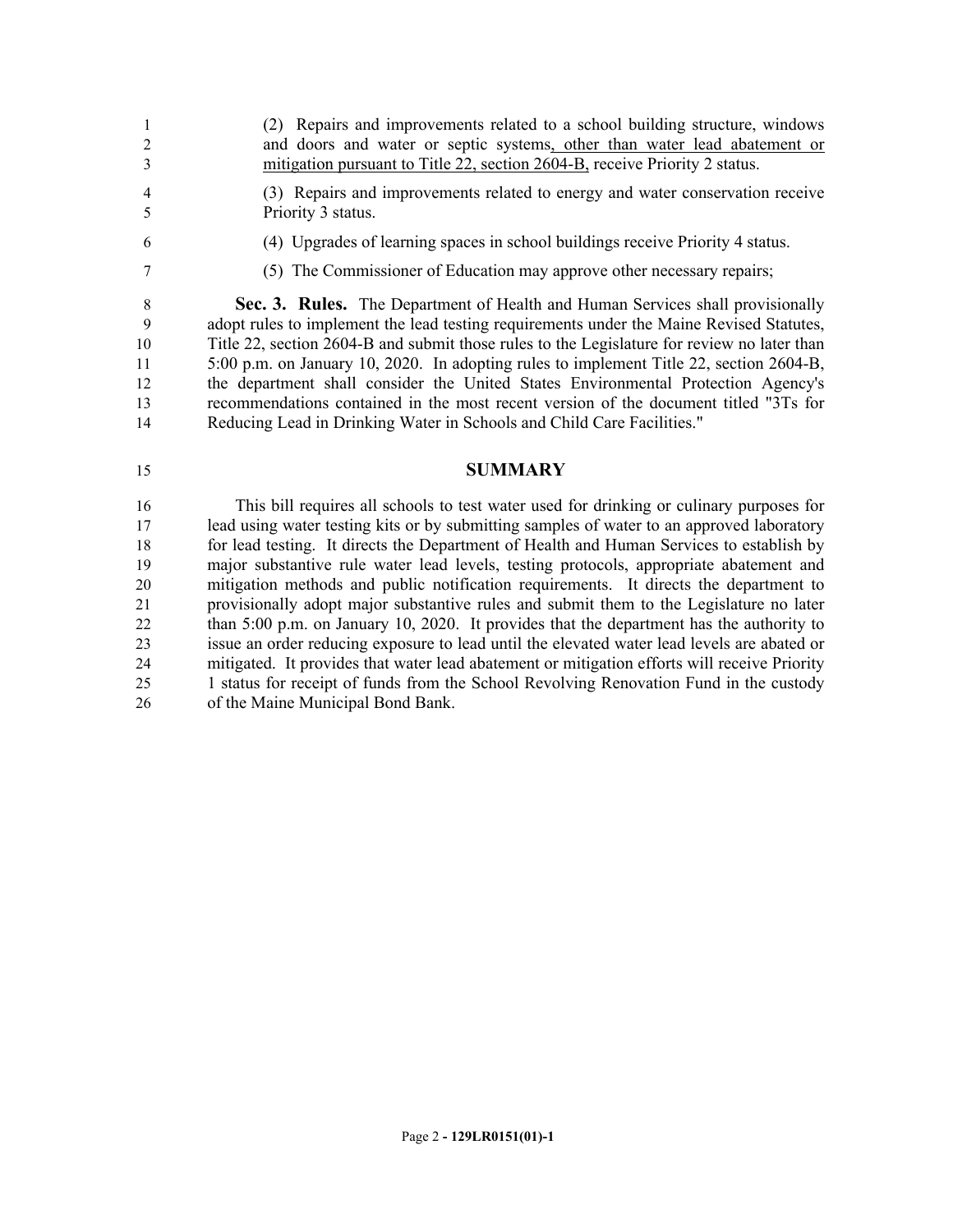(2) Repairs and improvements related to a school building structure, windows and doors and water or septic systems, other than water lead abatement or mitigation pursuant to Title 22, section 2604-B, receive Priority 2 status.

(3) Repairs and improvements related to energy and water conservation receive Priority 3 status.

(4) Upgrades of learning spaces in school buildings receive Priority 4 status.

(5) The Commissioner of Education may approve other necessary repairs;

**Sec. 3. Rules.** The Department of Health and Human Services shall provisionally adopt rules to implement the lead testing requirements under the Maine Revised Statutes, Title 22, section 2604-B and submit those rules to the Legislature for review no later than 5:00 p.m. on January 10, 2020. In adopting rules to implement Title 22, section 2604-B, the department shall consider the United States Environmental Protection Agency's recommendations contained in the most recent version of the document titled "3Ts for Reducing Lead in Drinking Water in Schools and Child Care Facilities."

## SUMMARY

This bill requires all schools to test water used for drinking or culinary purposes for lead using water testing kits or by submitting samples of water to an approved laboratory for lead testing. It directs the Department of Health and Human Services to establish by major substantive rule water lead levels, testing protocols, appropriate abatement and mitigation methods and public notification requirements. It directs the department to provisionally adopt major substantive rules and submit them to the Legislature no later than 5:00 p.m. on January 10, 2020. It provides that the department has the authority to issue an order reducing exposure to lead until the elevated water lead levels are abated or mitigated. It provides that water lead abatement or mitigation efforts will receive Priority 1 status for receipt of funds from the School Revolving Renovation Fund in the custody of the Maine Municipal Bond Bank.